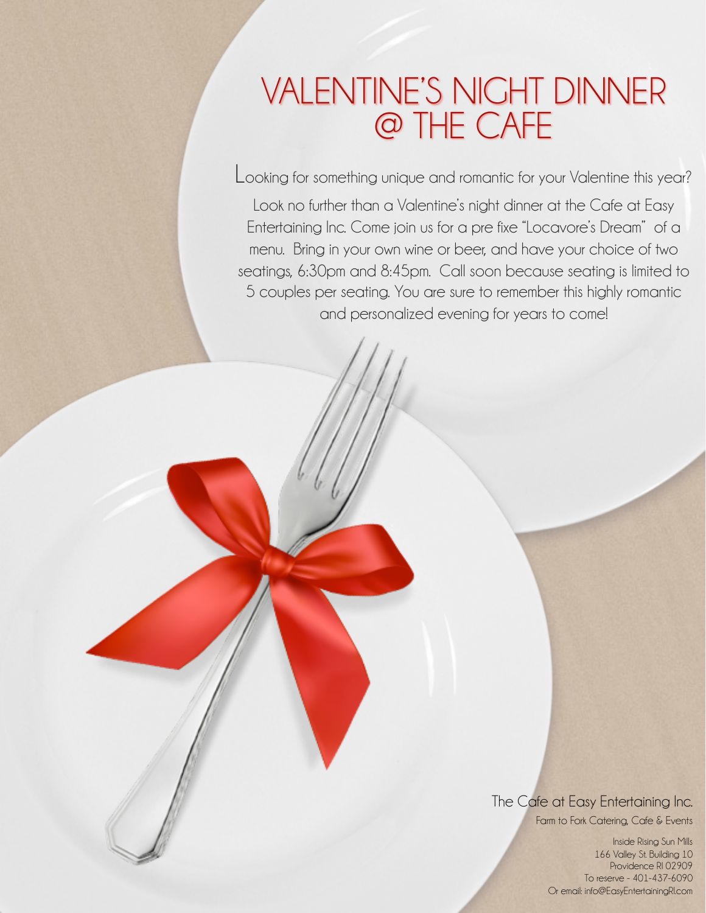# VALENTINE'S NIGHT DINNER @ THE CAFE

Looking for something unique and romantic for your Valentine this year?

Look no further than a Valentine's night dinner at the Cafe at Easy Entertaining Inc. Come join us for a pre fixe "Locavore's Dream" of a menu. Bring in your own wine or beer, and have your choice of two seatings, 6:30pm and 8:45pm. Call soon because seating is limited to 5 couples per seating. You are sure to remember this highly romantic and personalized evening for years to come!

The Cafe at Easy Entertaining Inc.

Farm to Fork Catering, Cafe & Events

Inside Rising Sun Mills
166 Valley St. Building 10
Providence RI 02909
To reserve - 401-437-6090
Or email: info@EasyEntertainingRI.com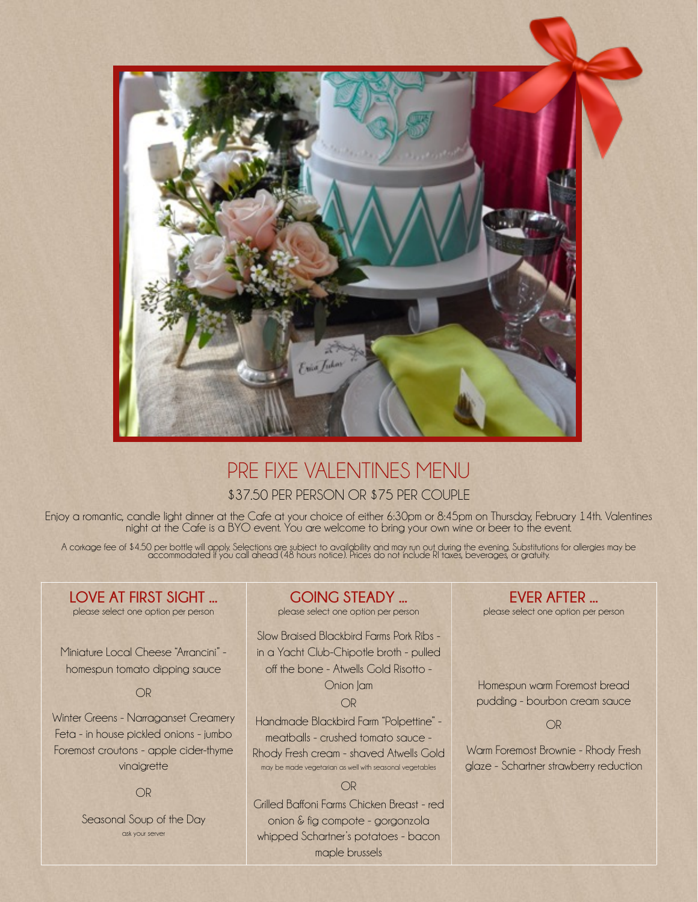# PRE FIXE VALENTINES MENU

## $37.50 PER PERSON OR $75 PER COUPLE

Enjoy a romantic, candle light dinner at the Cafe at your choice of either 6:30pm or 8:45pm on Thursday, February 14th. Valentines night at the Cafe is a BYO event. You are welcome to bring your own wine or beer to the event.

A corkage fee of $4.50 per bottle will apply. Selections are subject to availability and may run out during the evening. Substitutions for allergies may be accommodated if you call ahead (48 hours notice). Prices do not include RI taxes, beverages, or gratuity.

### LOVE AT FIRST SIGHT ...

please select one option per person

Miniature Local Cheese "Arrancini" - homespun tomato dipping sauce

OR

Winter Greens - Narraganset Creamery Feta - in house pickled onions - jumbo Foremost croutons - apple cider-thyme vinaigrette

OR

Seasonal Soup of the Day

ask your server

### GOING STEADY ...

please select one option per person

Slow Braised Blackbird Farms Pork Ribs - in a Yacht Club-Chipotle broth - pulled off the bone - Atwells Gold Risotto - Onion Jam

OR

Handmade Blackbird Farm "Polpettine" - meatballs - crushed tomato sauce - Rhody Fresh cream - shaved Atwells Gold

may be made vegetarian as well with seasonal vegetables

OR

Grilled Baffoni Farms Chicken Breast - red onion & fig compote - gorgonzola whipped Schartner's potatoes - bacon maple brussels

### EVER AFTER ...

please select one option per person

Homespun warm Foremost bread pudding - bourbon cream sauce

OR

Warm Foremost Brownie - Rhody Fresh glaze - Schartner strawberry reduction